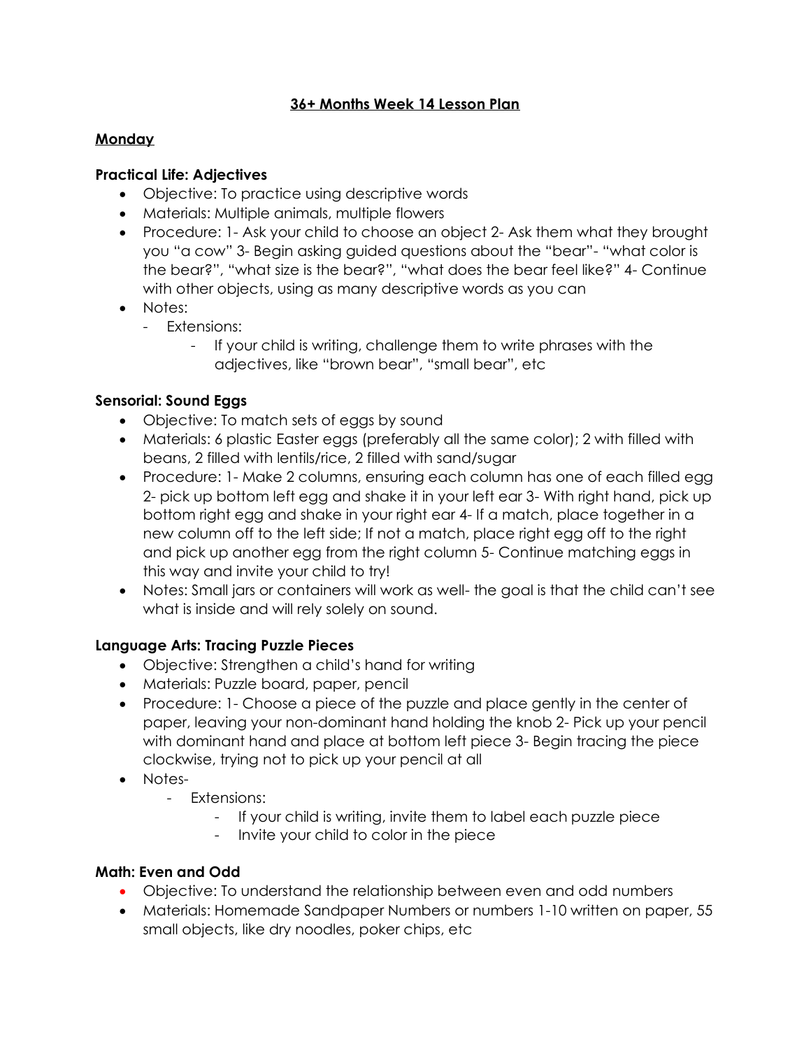# 36+ Months Week 14 Lesson Plan

## Monday

### Practical Life: Adjectives

- Objective: To practice using descriptive words
- Materials: Multiple animals, multiple flowers
- Procedure: 1- Ask your child to choose an object 2- Ask them what they brought you "a cow" 3- Begin asking guided questions about the "bear"- "what color is the bear?", "what size is the bear?", "what does the bear feel like?" 4- Continue with other objects, using as many descriptive words as you can
- Notes:
  - Extensions:
    - If your child is writing, challenge them to write phrases with the adjectives, like "brown bear", "small bear", etc

### Sensorial: Sound Eggs

- Objective: To match sets of eggs by sound
- Materials: 6 plastic Easter eggs (preferably all the same color); 2 with filled with beans, 2 filled with lentils/rice, 2 filled with sand/sugar
- Procedure: 1- Make 2 columns, ensuring each column has one of each filled egg 2- pick up bottom left egg and shake it in your left ear 3- With right hand, pick up bottom right egg and shake in your right ear 4- If a match, place together in a new column off to the left side; If not a match, place right egg off to the right and pick up another egg from the right column 5- Continue matching eggs in this way and invite your child to try!
- Notes: Small jars or containers will work as well- the goal is that the child can't see what is inside and will rely solely on sound.

### Language Arts: Tracing Puzzle Pieces

- Objective: Strengthen a child's hand for writing
- Materials: Puzzle board, paper, pencil
- Procedure: 1- Choose a piece of the puzzle and place gently in the center of paper, leaving your non-dominant hand holding the knob 2- Pick up your pencil with dominant hand and place at bottom left piece 3- Begin tracing the piece clockwise, trying not to pick up your pencil at all
- Notes-
  - Extensions:
    - If your child is writing, invite them to label each puzzle piece
    - Invite your child to color in the piece

### Math: Even and Odd

- Objective: To understand the relationship between even and odd numbers
- Materials: Homemade Sandpaper Numbers or numbers 1-10 written on paper, 55 small objects, like dry noodles, poker chips, etc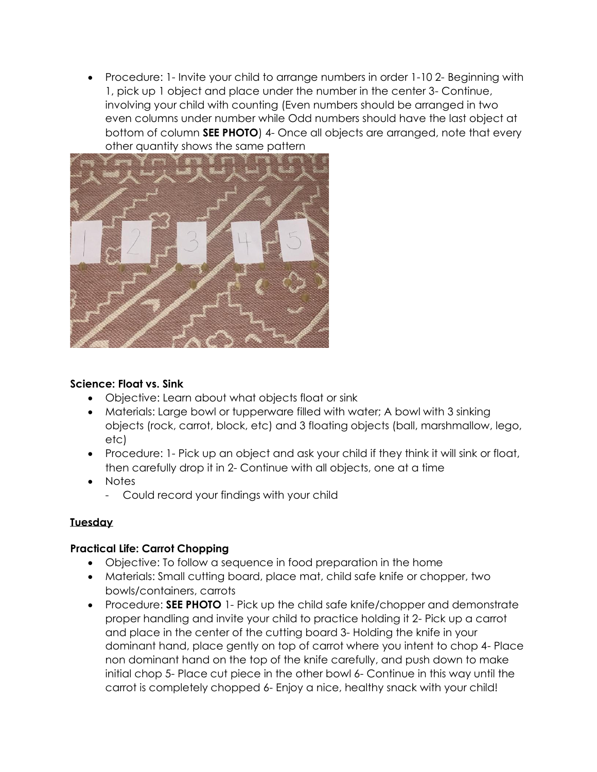- Procedure: 1- Invite your child to arrange numbers in order 1-10 2- Beginning with 1, pick up 1 object and place under the number in the center 3- Continue, involving your child with counting (Even numbers should be arranged in two even columns under number while Odd numbers should have the last object at bottom of column **SEE PHOTO**) 4- Once all objects are arranged, note that every other quantity shows the same pattern

**Science: Float vs. Sink**

- Objective: Learn about what objects float or sink
- Materials: Large bowl or tupperware filled with water; A bowl with 3 sinking objects (rock, carrot, block, etc) and 3 floating objects (ball, marshmallow, lego, etc)
- Procedure: 1- Pick up an object and ask your child if they think it will sink or float, then carefully drop it in 2- Continue with all objects, one at a time
- Notes
  - Could record your findings with your child

**<u>Tuesday</u>**

**Practical Life: Carrot Chopping**

- Objective: To follow a sequence in food preparation in the home
- Materials: Small cutting board, place mat, child safe knife or chopper, two bowls/containers, carrots
- Procedure: **SEE PHOTO** 1- Pick up the child safe knife/chopper and demonstrate proper handling and invite your child to practice holding it 2- Pick up a carrot and place in the center of the cutting board 3- Holding the knife in your dominant hand, place gently on top of carrot where you intent to chop 4- Place non dominant hand on the top of the knife carefully, and push down to make initial chop 5- Place cut piece in the other bowl 6- Continue in this way until the carrot is completely chopped 6- Enjoy a nice, healthy snack with your child!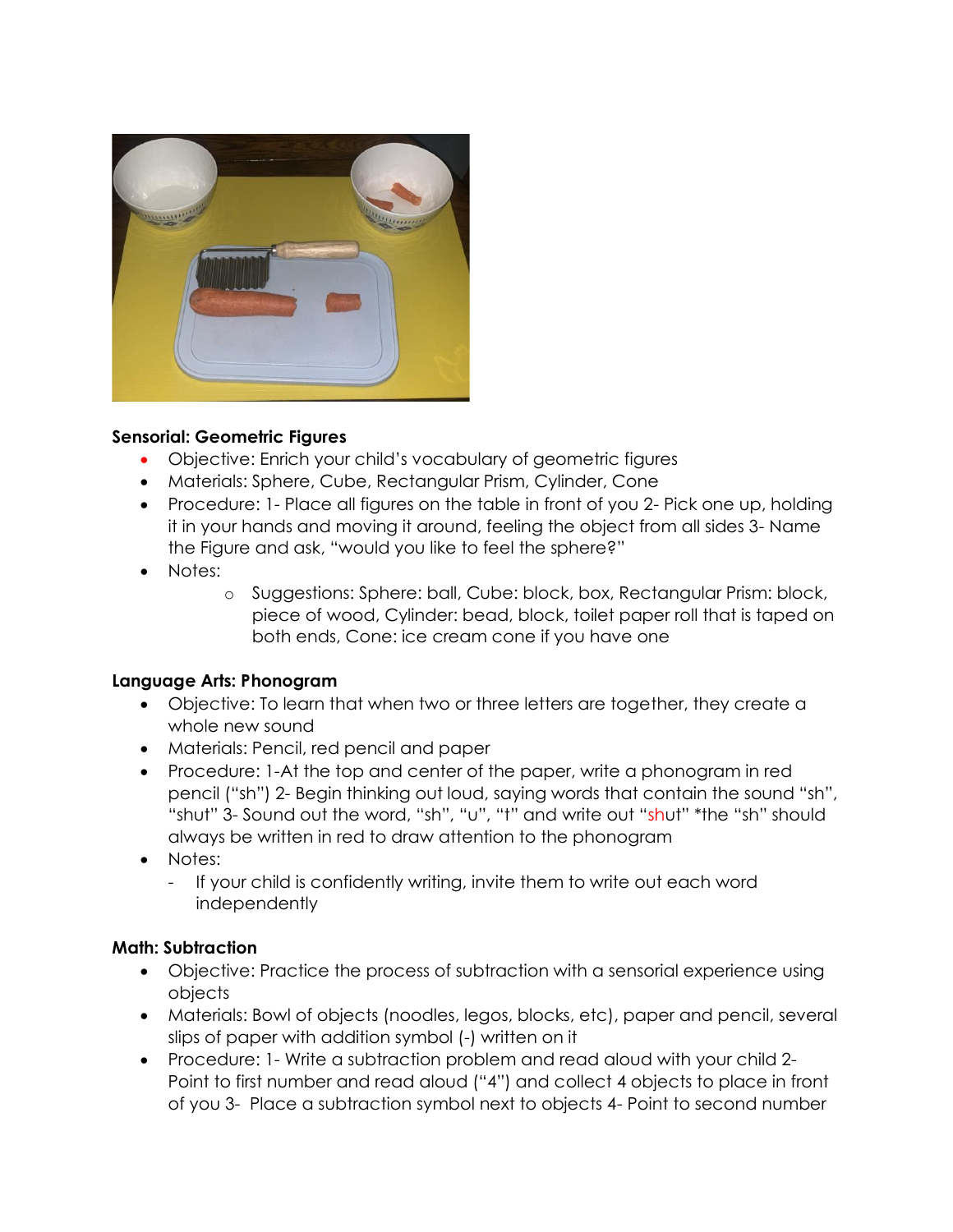**Sensorial: Geometric Figures**

- Objective: Enrich your child's vocabulary of geometric figures
- Materials: Sphere, Cube, Rectangular Prism, Cylinder, Cone
- Procedure: 1- Place all figures on the table in front of you 2- Pick one up, holding it in your hands and moving it around, feeling the object from all sides 3- Name the Figure and ask, "would you like to feel the sphere?"
- Notes:
    - Suggestions: Sphere: ball, Cube: block, box, Rectangular Prism: block, piece of wood, Cylinder: bead, block, toilet paper roll that is taped on both ends, Cone: ice cream cone if you have one

**Language Arts: Phonogram**

- Objective: To learn that when two or three letters are together, they create a whole new sound
- Materials: Pencil, red pencil and paper
- Procedure: 1-At the top and center of the paper, write a phonogram in red pencil ("sh") 2- Begin thinking out loud, saying words that contain the sound "sh", "shut" 3- Sound out the word, "sh", "u", "t" and write out "shut" *the "sh" should always be written in red to draw attention to the phonogram
- Notes:
    - If your child is confidently writing, invite them to write out each word independently

**Math: Subtraction**

- Objective: Practice the process of subtraction with a sensorial experience using objects
- Materials: Bowl of objects (noodles, legos, blocks, etc), paper and pencil, several slips of paper with addition symbol (-) written on it
- Procedure: 1- Write a subtraction problem and read aloud with your child 2- Point to first number and read aloud ("4") and collect 4 objects to place in front of you 3- Place a subtraction symbol next to objects 4- Point to second number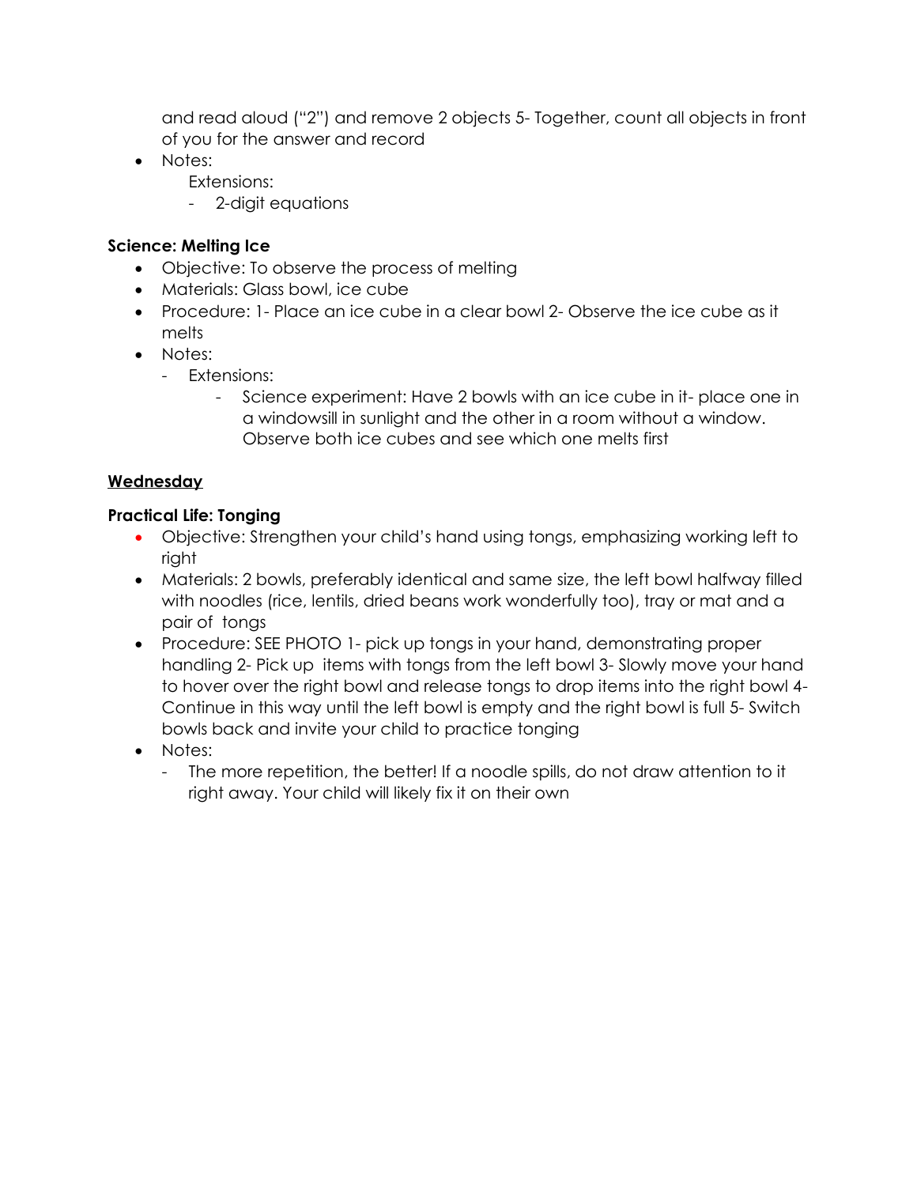and read aloud ("2") and remove 2 objects 5- Together, count all objects in front of you for the answer and record

- Notes:
  Extensions:
  - 2-digit equations

**Science: Melting Ice**

- Objective: To observe the process of melting
- Materials: Glass bowl, ice cube
- Procedure: 1- Place an ice cube in a clear bowl 2- Observe the ice cube as it melts
- Notes:
  - Extensions:
    - Science experiment: Have 2 bowls with an ice cube in it- place one in a windowsill in sunlight and the other in a room without a window. Observe both ice cubes and see which one melts first

**<u>Wednesday</u>**

**Practical Life: Tonging**

- Objective: Strengthen your child's hand using tongs, emphasizing working left to right
- Materials: 2 bowls, preferably identical and same size, the left bowl halfway filled with noodles (rice, lentils, dried beans work wonderfully too), tray or mat and a pair of tongs
- Procedure: SEE PHOTO 1- pick up tongs in your hand, demonstrating proper handling 2- Pick up items with tongs from the left bowl 3- Slowly move your hand to hover over the right bowl and release tongs to drop items into the right bowl 4- Continue in this way until the left bowl is empty and the right bowl is full 5- Switch bowls back and invite your child to practice tonging
- Notes:
  - The more repetition, the better! If a noodle spills, do not draw attention to it right away. Your child will likely fix it on their own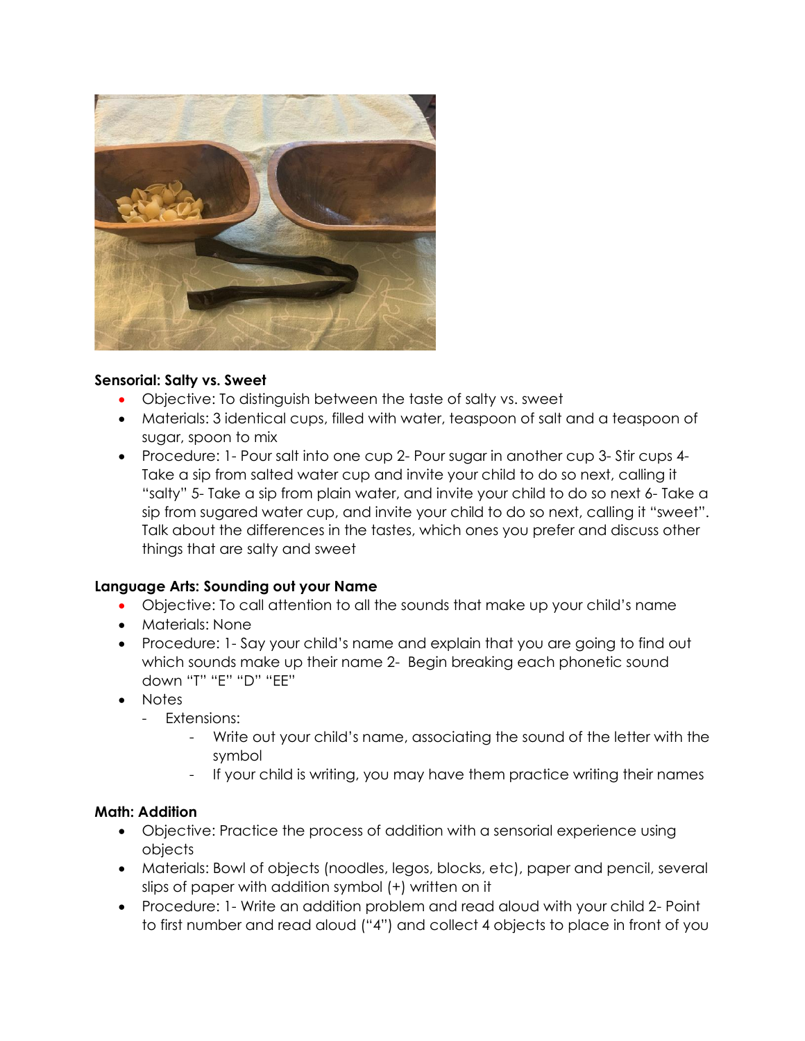**Sensorial: Salty vs. Sweet**

- Objective: To distinguish between the taste of salty vs. sweet
- Materials: 3 identical cups, filled with water, teaspoon of salt and a teaspoon of sugar, spoon to mix
- Procedure: 1- Pour salt into one cup 2- Pour sugar in another cup 3- Stir cups 4- Take a sip from salted water cup and invite your child to do so next, calling it "salty" 5- Take a sip from plain water, and invite your child to do so next 6- Take a sip from sugared water cup, and invite your child to do so next, calling it "sweet". Talk about the differences in the tastes, which ones you prefer and discuss other things that are salty and sweet

**Language Arts: Sounding out your Name**

- Objective: To call attention to all the sounds that make up your child's name
- Materials: None
- Procedure: 1- Say your child's name and explain that you are going to find out which sounds make up their name 2- Begin breaking each phonetic sound down "T" "E" "D" "EE"
- Notes
  - Extensions:
    - Write out your child's name, associating the sound of the letter with the symbol
    - If your child is writing, you may have them practice writing their names

**Math: Addition**

- Objective: Practice the process of addition with a sensorial experience using objects
- Materials: Bowl of objects (noodles, legos, blocks, etc), paper and pencil, several slips of paper with addition symbol (+) written on it
- Procedure: 1- Write an addition problem and read aloud with your child 2- Point to first number and read aloud ("4") and collect 4 objects to place in front of you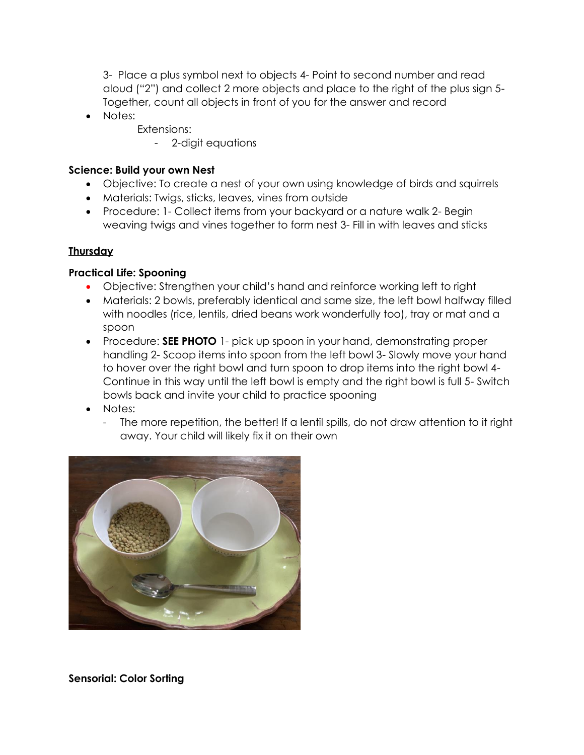3- Place a plus symbol next to objects 4- Point to second number and read aloud ("2") and collect 2 more objects and place to the right of the plus sign 5- Together, count all objects in front of you for the answer and record

- Notes:

  Extensions:

  - 2-digit equations

**Science: Build your own Nest**

- Objective: To create a nest of your own using knowledge of birds and squirrels
- Materials: Twigs, sticks, leaves, vines from outside
- Procedure: 1- Collect items from your backyard or a nature walk 2- Begin weaving twigs and vines together to form nest 3- Fill in with leaves and sticks

**Thursday**

**Practical Life: Spooning**

- Objective: Strengthen your child's hand and reinforce working left to right
- Materials: 2 bowls, preferably identical and same size, the left bowl halfway filled with noodles (rice, lentils, dried beans work wonderfully too), tray or mat and a spoon
- Procedure: **SEE PHOTO** 1- pick up spoon in your hand, demonstrating proper handling 2- Scoop items into spoon from the left bowl 3- Slowly move your hand to hover over the right bowl and turn spoon to drop items into the right bowl 4- Continue in this way until the left bowl is empty and the right bowl is full 5- Switch bowls back and invite your child to practice spooning
- Notes:
  - The more repetition, the better! If a lentil spills, do not draw attention to it right away. Your child will likely fix it on their own

**Sensorial: Color Sorting**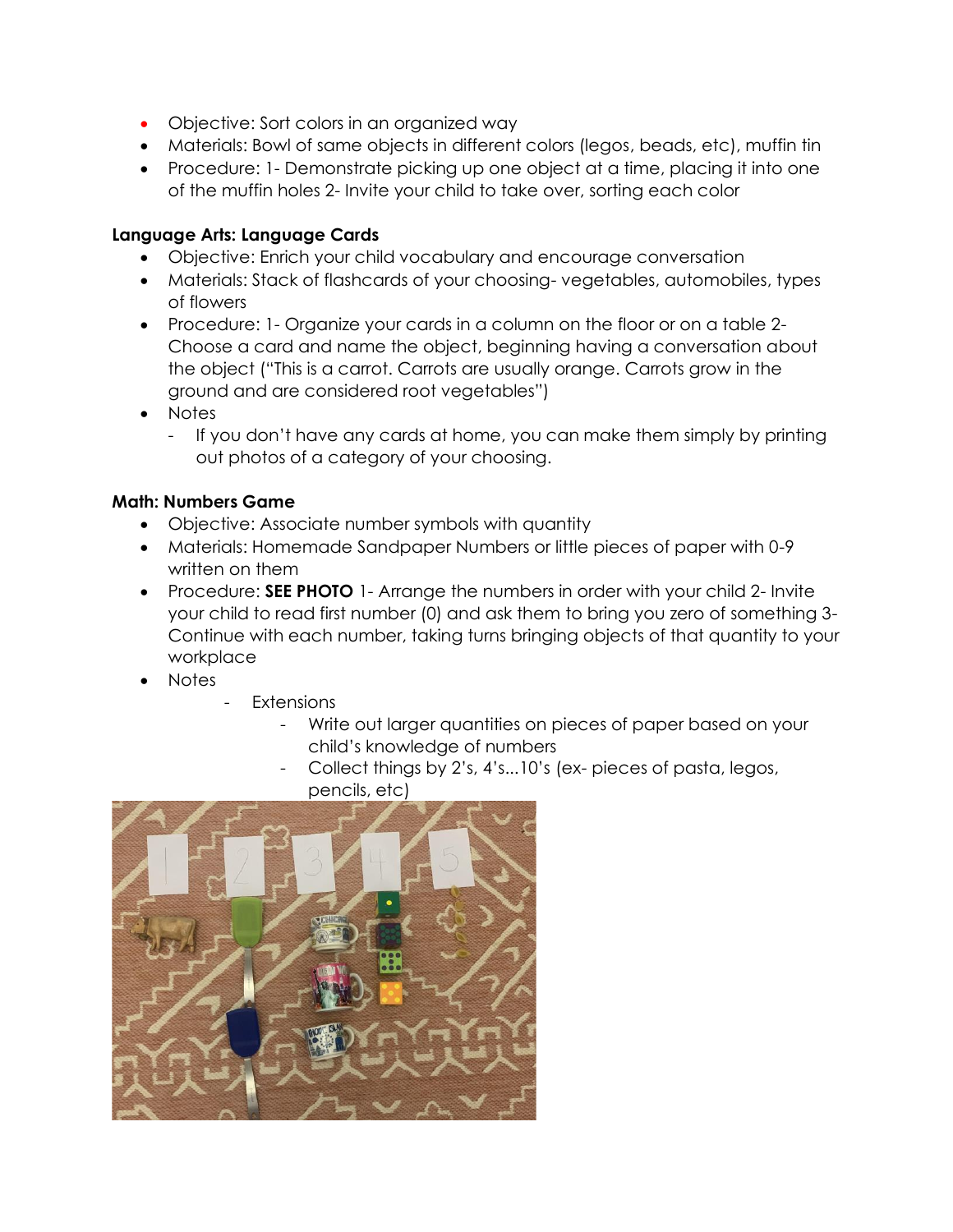- Objective: Sort colors in an organized way
- Materials: Bowl of same objects in different colors (legos, beads, etc), muffin tin
- Procedure: 1- Demonstrate picking up one object at a time, placing it into one of the muffin holes 2- Invite your child to take over, sorting each color

**Language Arts: Language Cards**

- Objective: Enrich your child vocabulary and encourage conversation
- Materials: Stack of flashcards of your choosing- vegetables, automobiles, types of flowers
- Procedure: 1- Organize your cards in a column on the floor or on a table 2- Choose a card and name the object, beginning having a conversation about the object ("This is a carrot. Carrots are usually orange. Carrots grow in the ground and are considered root vegetables")
- Notes
  - If you don't have any cards at home, you can make them simply by printing out photos of a category of your choosing.

**Math: Numbers Game**

- Objective: Associate number symbols with quantity
- Materials: Homemade Sandpaper Numbers or little pieces of paper with 0-9 written on them
- Procedure: **SEE PHOTO** 1- Arrange the numbers in order with your child 2- Invite your child to read first number (0) and ask them to bring you zero of something 3- Continue with each number, taking turns bringing objects of that quantity to your workplace
- Notes
  - Extensions
    - Write out larger quantities on pieces of paper based on your child's knowledge of numbers
    - Collect things by 2's, 4's...10's (ex- pieces of pasta, legos, pencils, etc)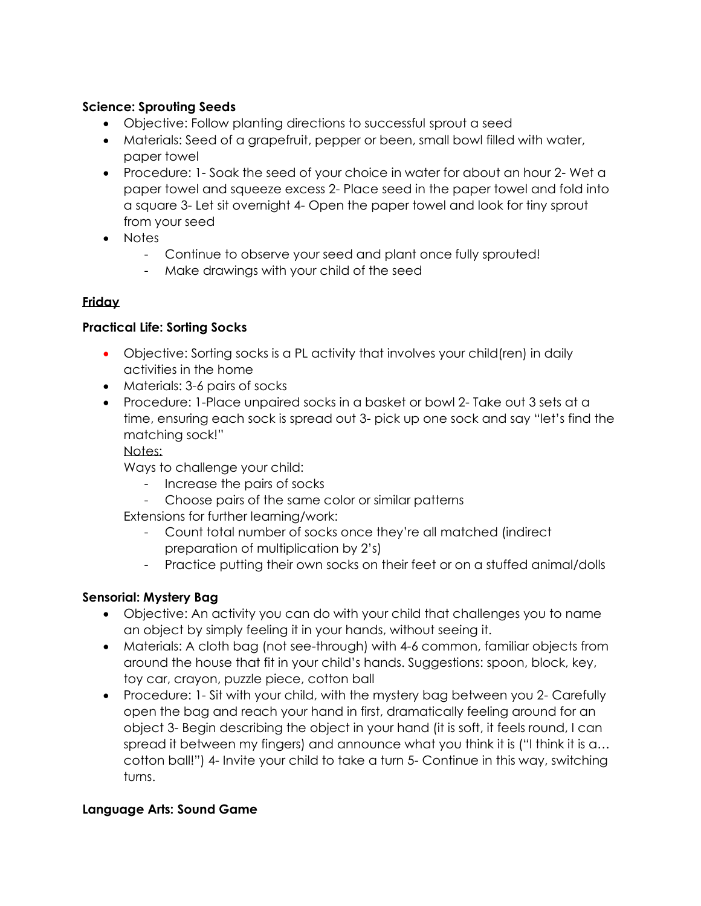**Science: Sprouting Seeds**

- Objective: Follow planting directions to successful sprout a seed
- Materials: Seed of a grapefruit, pepper or been, small bowl filled with water, paper towel
- Procedure: 1- Soak the seed of your choice in water for about an hour 2- Wet a paper towel and squeeze excess 2- Place seed in the paper towel and fold into a square 3- Let sit overnight 4- Open the paper towel and look for tiny sprout from your seed
- Notes
    - Continue to observe your seed and plant once fully sprouted!
    - Make drawings with your child of the seed

**Friday**

**Practical Life: Sorting Socks**

- Objective: Sorting socks is a PL activity that involves your child(ren) in daily activities in the home
- Materials: 3-6 pairs of socks
- Procedure: 1-Place unpaired socks in a basket or bowl 2- Take out 3 sets at a time, ensuring each sock is spread out 3- pick up one sock and say "let's find the matching sock!"

  Notes:

  Ways to challenge your child:
    - Increase the pairs of socks
    - Choose pairs of the same color or similar patterns

  Extensions for further learning/work:
    - Count total number of socks once they're all matched (indirect preparation of multiplication by 2's)
    - Practice putting their own socks on their feet or on a stuffed animal/dolls

**Sensorial: Mystery Bag**

- Objective: An activity you can do with your child that challenges you to name an object by simply feeling it in your hands, without seeing it.
- Materials: A cloth bag (not see-through) with 4-6 common, familiar objects from around the house that fit in your child's hands. Suggestions: spoon, block, key, toy car, crayon, puzzle piece, cotton ball
- Procedure: 1- Sit with your child, with the mystery bag between you 2- Carefully open the bag and reach your hand in first, dramatically feeling around for an object 3- Begin describing the object in your hand (it is soft, it feels round, I can spread it between my fingers) and announce what you think it is ("I think it is a… cotton ball!") 4- Invite your child to take a turn 5- Continue in this way, switching turns.

**Language Arts: Sound Game**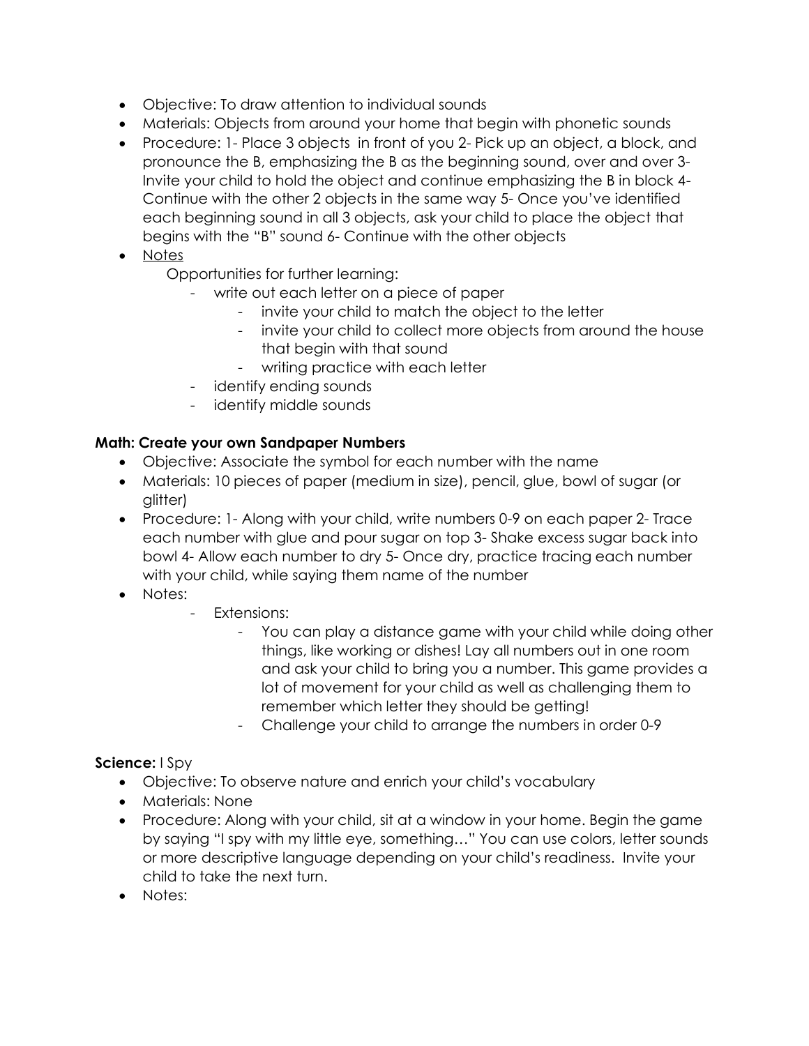- Objective: To draw attention to individual sounds
- Materials: Objects from around your home that begin with phonetic sounds
- Procedure: 1- Place 3 objects in front of you 2- Pick up an object, a block, and pronounce the B, emphasizing the B as the beginning sound, over and over 3- Invite your child to hold the object and continue emphasizing the B in block 4- Continue with the other 2 objects in the same way 5- Once you've identified each beginning sound in all 3 objects, ask your child to place the object that begins with the "B" sound 6- Continue with the other objects
- <u>Notes</u>

  Opportunities for further learning:
  - write out each letter on a piece of paper
    - invite your child to match the object to the letter
    - invite your child to collect more objects from around the house that begin with that sound
    - writing practice with each letter
  - identify ending sounds
  - identify middle sounds

**Math: Create your own Sandpaper Numbers**

- Objective: Associate the symbol for each number with the name
- Materials: 10 pieces of paper (medium in size), pencil, glue, bowl of sugar (or glitter)
- Procedure: 1- Along with your child, write numbers 0-9 on each paper 2- Trace each number with glue and pour sugar on top 3- Shake excess sugar back into bowl 4- Allow each number to dry 5- Once dry, practice tracing each number with your child, while saying them name of the number
- Notes:
  - Extensions:
    - You can play a distance game with your child while doing other things, like working or dishes! Lay all numbers out in one room and ask your child to bring you a number. This game provides a lot of movement for your child as well as challenging them to remember which letter they should be getting!
    - Challenge your child to arrange the numbers in order 0-9

**Science:** I Spy

- Objective: To observe nature and enrich your child's vocabulary
- Materials: None
- Procedure: Along with your child, sit at a window in your home. Begin the game by saying "I spy with my little eye, something…" You can use colors, letter sounds or more descriptive language depending on your child's readiness. Invite your child to take the next turn.
- Notes: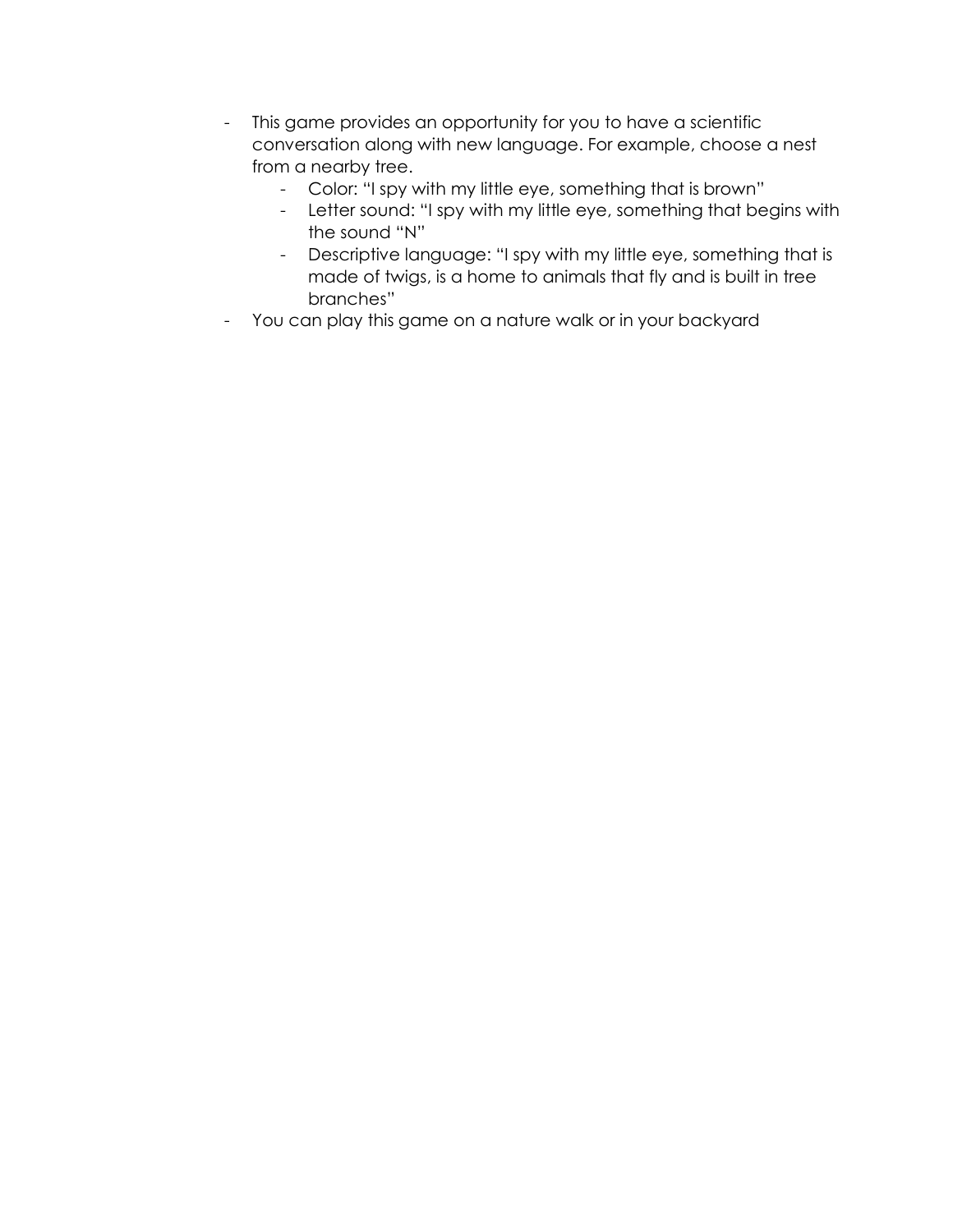- This game provides an opportunity for you to have a scientific conversation along with new language. For example, choose a nest from a nearby tree.
    - Color: "I spy with my little eye, something that is brown"
    - Letter sound: "I spy with my little eye, something that begins with the sound "N"
    - Descriptive language: "I spy with my little eye, something that is made of twigs, is a home to animals that fly and is built in tree branches"
- You can play this game on a nature walk or in your backyard